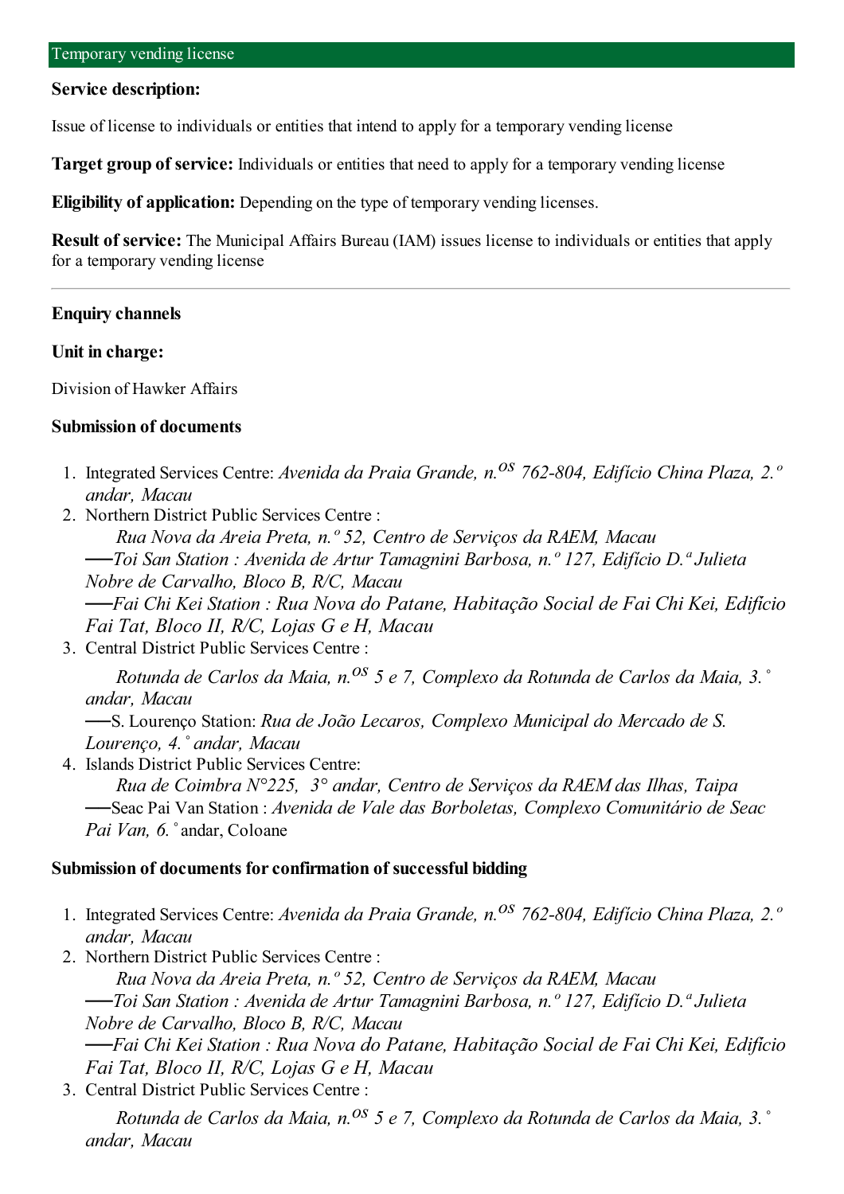## Temporary vending license

**Service description:**

Issue of license to individuals or entities that intend to apply for a temporary vending license

**Target group of service:** Individuals or entities that need to apply for a temporary vending license

**Eligibility of application:** Depending on the type of temporary vending licenses.

**Result of service:** The Municipal Affairs Bureau (IAM) issues license to individuals or entities that apply for a temporary vending license

---

**Enquiry channels**

**Unit in charge:**

Division of Hawker Affairs

**Submission of documents**

1. Integrated Services Centre: *Avenida da Praia Grande, n.os 762-804, Edifício China Plaza, 2.º andar, Macau*
2. Northern District Public Services Centre :
   *Rua Nova da Areia Preta, n.º 52, Centro de Serviços da RAEM, Macau*
   ──*Toi San Station : Avenida de Artur Tamagnini Barbosa, n.º 127, Edifício D.ª Julieta Nobre de Carvalho, Bloco B, R/C, Macau*
   ──*Fai Chi Kei Station : Rua Nova do Patane, Habitação Social de Fai Chi Kei, Edifício Fai Tat, Bloco II, R/C, Lojas G e H, Macau*
3. Central District Public Services Centre :
   *Rotunda de Carlos da Maia, n.os 5 e 7, Complexo da Rotunda de Carlos da Maia, 3.˚ andar, Macau*
   ──S. Lourenço Station: *Rua de João Lecaros, Complexo Municipal do Mercado de S. Lourenço, 4.˚ andar, Macau*
4. Islands District Public Services Centre:
   *Rua de Coimbra N°225, 3° andar, Centro de Serviços da RAEM das Ilhas, Taipa*
   ──Seac Pai Van Station : *Avenida de Vale das Borboletas, Complexo Comunitário de Seac Pai Van, 6.˚* andar, Coloane

**Submission of documents for confirmation of successful bidding**

1. Integrated Services Centre: *Avenida da Praia Grande, n.os 762-804, Edifício China Plaza, 2.º andar, Macau*
2. Northern District Public Services Centre :
   *Rua Nova da Areia Preta, n.º 52, Centro de Serviços da RAEM, Macau*
   ──*Toi San Station : Avenida de Artur Tamagnini Barbosa, n.º 127, Edifício D.ª Julieta Nobre de Carvalho, Bloco B, R/C, Macau*
   ──*Fai Chi Kei Station : Rua Nova do Patane, Habitação Social de Fai Chi Kei, Edifício Fai Tat, Bloco II, R/C, Lojas G e H, Macau*
3. Central District Public Services Centre :
   *Rotunda de Carlos da Maia, n.os 5 e 7, Complexo da Rotunda de Carlos da Maia, 3.˚ andar, Macau*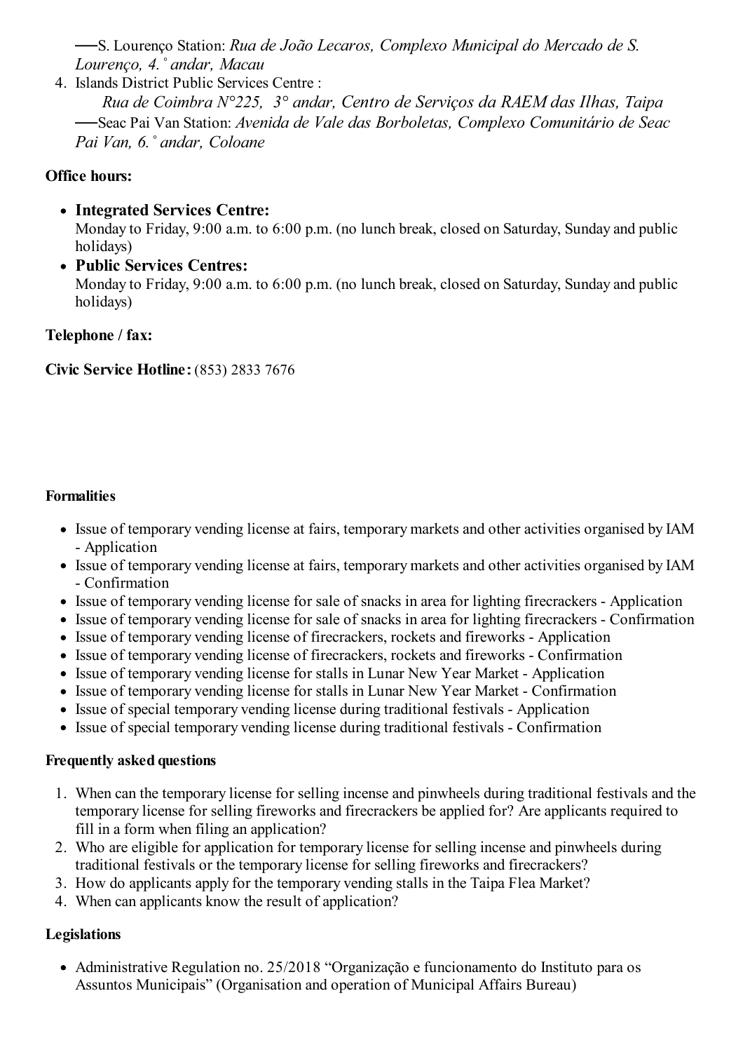——S. Lourenço Station: *Rua de João Lecaros, Complexo Municipal do Mercado de S. Lourenço, 4.˚ andar, Macau*

4. Islands District Public Services Centre :
   *Rua de Coimbra N°225, 3° andar, Centro de Serviços da RAEM das Ilhas, Taipa*
   ——Seac Pai Van Station: *Avenida de Vale das Borboletas, Complexo Comunitário de Seac Pai Van, 6.˚ andar, Coloane*

**Office hours:**

- **Integrated Services Centre:**
  Monday to Friday, 9:00 a.m. to 6:00 p.m. (no lunch break, closed on Saturday, Sunday and public holidays)
- **Public Services Centres:**
  Monday to Friday, 9:00 a.m. to 6:00 p.m. (no lunch break, closed on Saturday, Sunday and public holidays)

**Telephone / fax:**

**Civic Service Hotline:** (853) 2833 7676

**Formalities**

- Issue of temporary vending license at fairs, temporary markets and other activities organised by IAM - Application
- Issue of temporary vending license at fairs, temporary markets and other activities organised by IAM - Confirmation
- Issue of temporary vending license for sale of snacks in area for lighting firecrackers - Application
- Issue of temporary vending license for sale of snacks in area for lighting firecrackers - Confirmation
- Issue of temporary vending license of firecrackers, rockets and fireworks - Application
- Issue of temporary vending license of firecrackers, rockets and fireworks - Confirmation
- Issue of temporary vending license for stalls in Lunar New Year Market - Application
- Issue of temporary vending license for stalls in Lunar New Year Market - Confirmation
- Issue of special temporary vending license during traditional festivals - Application
- Issue of special temporary vending license during traditional festivals - Confirmation

**Frequently asked questions**

1. When can the temporary license for selling incense and pinwheels during traditional festivals and the temporary license for selling fireworks and firecrackers be applied for? Are applicants required to fill in a form when filing an application?
2. Who are eligible for application for temporary license for selling incense and pinwheels during traditional festivals or the temporary license for selling fireworks and firecrackers?
3. How do applicants apply for the temporary vending stalls in the Taipa Flea Market?
4. When can applicants know the result of application?

**Legislations**

- Administrative Regulation no. 25/2018 "Organização e funcionamento do Instituto para os Assuntos Municipais" (Organisation and operation of Municipal Affairs Bureau)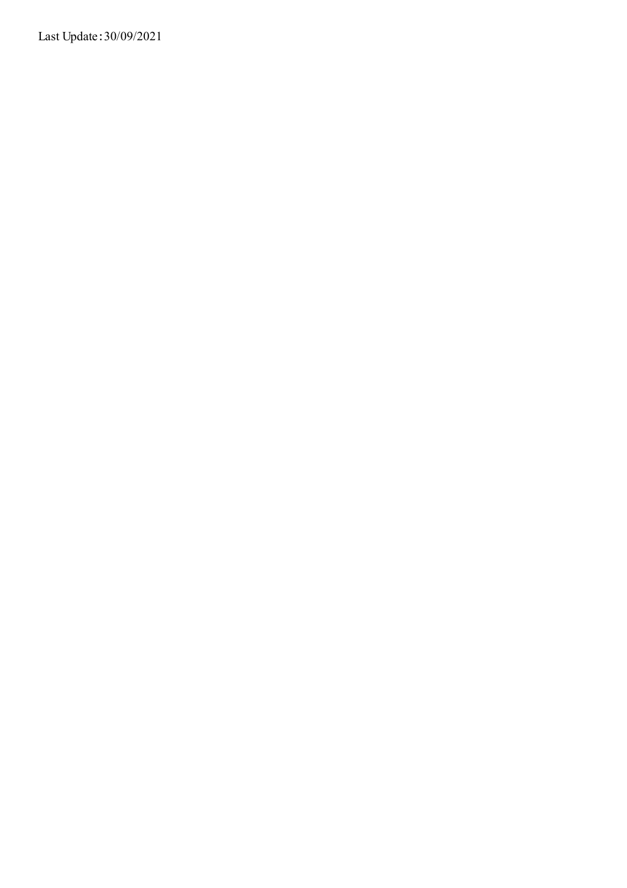Last Update : 30/09/2021